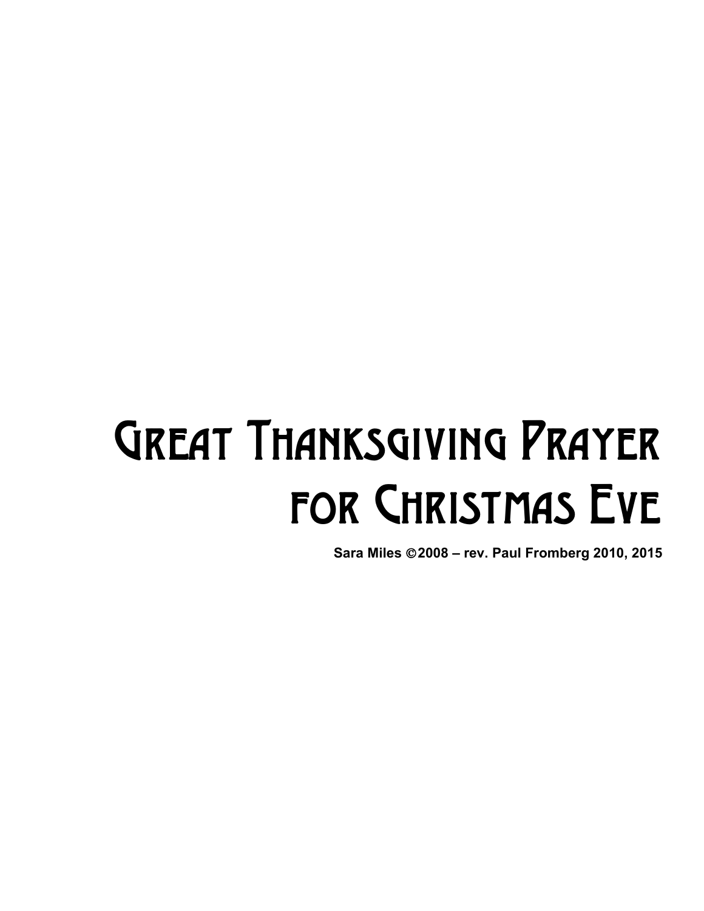# Great Thanksgiving Prayer for Christmas Eve

**Sara Miles ©2008 – rev. Paul Fromberg 2010, 2015**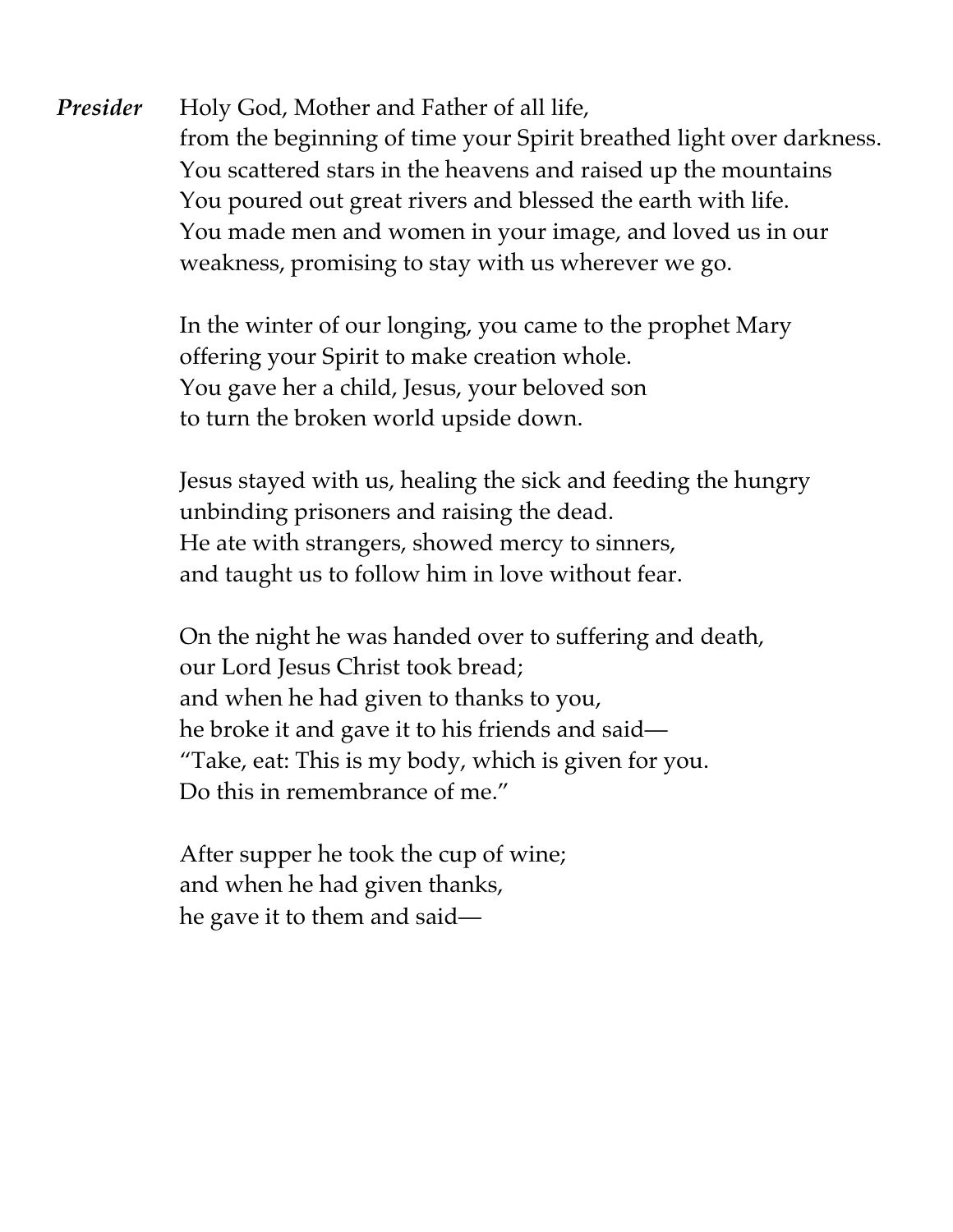***Presider*** Holy God, Mother and Father of all life,
from the beginning of time your Spirit breathed light over darkness.
You scattered stars in the heavens and raised up the mountains
You poured out great rivers and blessed the earth with life.
You made men and women in your image, and loved us in our weakness, promising to stay with us wherever we go.

In the winter of our longing, you came to the prophet Mary
offering your Spirit to make creation whole.
You gave her a child, Jesus, your beloved son
to turn the broken world upside down.

Jesus stayed with us, healing the sick and feeding the hungry
unbinding prisoners and raising the dead.
He ate with strangers, showed mercy to sinners,
and taught us to follow him in love without fear.

On the night he was handed over to suffering and death,
our Lord Jesus Christ took bread;
and when he had given to thanks to you,
he broke it and gave it to his friends and said—
"Take, eat: This is my body, which is given for you.
Do this in remembrance of me."

After supper he took the cup of wine;
and when he had given thanks,
he gave it to them and said—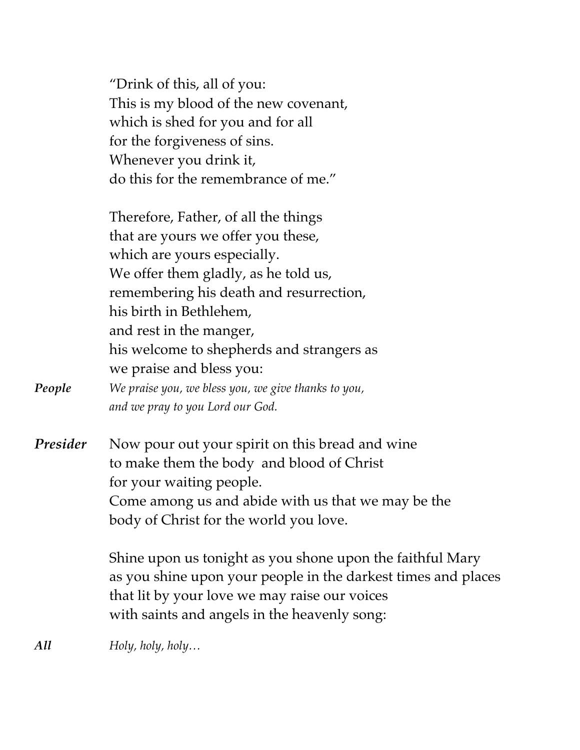"Drink of this, all of you:
This is my blood of the new covenant,
which is shed for you and for all
for the forgiveness of sins.
Whenever you drink it,
do this for the remembrance of me."

Therefore, Father, of all the things
that are yours we offer you these,
which are yours especially.
We offer them gladly, as he told us,
remembering his death and resurrection,
his birth in Bethlehem,
and rest in the manger,
his welcome to shepherds and strangers as
we praise and bless you:

***People*** *We praise you, we bless you, we give thanks to you,*
*and we pray to you Lord our God.*

***Presider*** Now pour out your spirit on this bread and wine
to make them the body and blood of Christ
for your waiting people.
Come among us and abide with us that we may be the
body of Christ for the world you love.

Shine upon us tonight as you shone upon the faithful Mary
as you shine upon your people in the darkest times and places
that lit by your love we may raise our voices
with saints and angels in the heavenly song:

***All*** *Holy, holy, holy…*